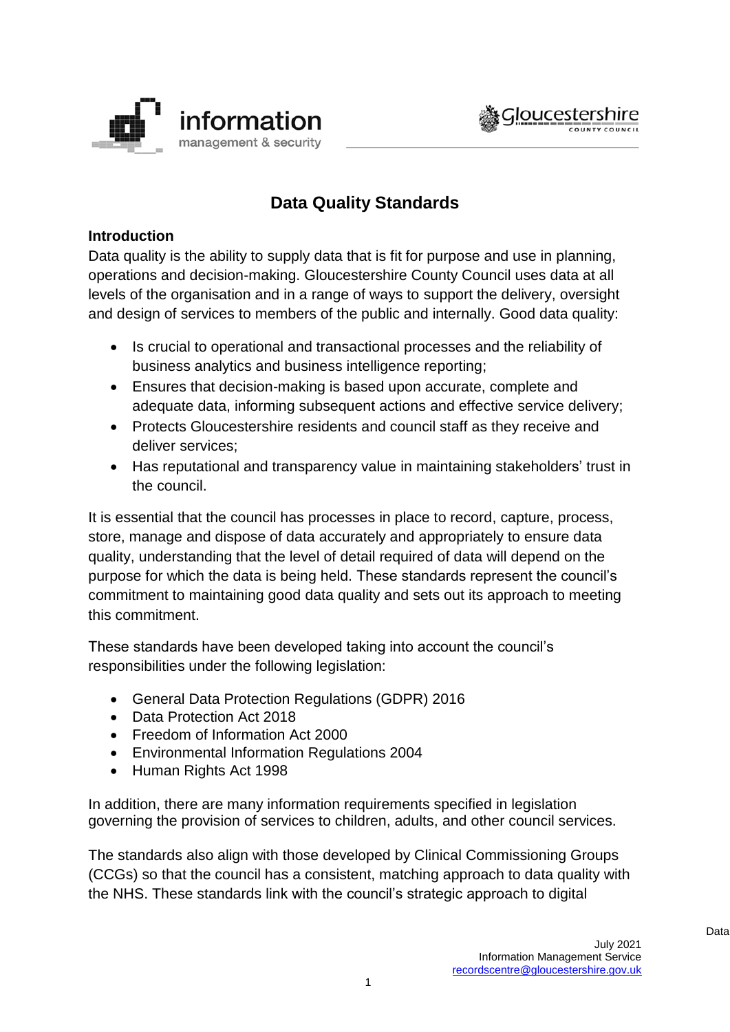# Data Quality Standards

## Introduction

Data quality is the ability to supply data that is fit for purpose and use in planning, operations and decision-making. Gloucestershire County Council uses data at all levels of the organisation and in a range of ways to support the delivery, oversight and design of services to members of the public and internally. Good data quality:

- Is crucial to operational and transactional processes and the reliability of business analytics and business intelligence reporting;
- Ensures that decision-making is based upon accurate, complete and adequate data, informing subsequent actions and effective service delivery;
- Protects Gloucestershire residents and council staff as they receive and deliver services;
- Has reputational and transparency value in maintaining stakeholders' trust in the council.

It is essential that the council has processes in place to record, capture, process, store, manage and dispose of data accurately and appropriately to ensure data quality, understanding that the level of detail required of data will depend on the purpose for which the data is being held. These standards represent the council's commitment to maintaining good data quality and sets out its approach to meeting this commitment.

These standards have been developed taking into account the council's responsibilities under the following legislation:

- General Data Protection Regulations (GDPR) 2016
- Data Protection Act 2018
- Freedom of Information Act 2000
- Environmental Information Regulations 2004
- Human Rights Act 1998

In addition, there are many information requirements specified in legislation governing the provision of services to children, adults, and other council services.

The standards also align with those developed by Clinical Commissioning Groups (CCGs) so that the council has a consistent, matching approach to data quality with the NHS. These standards link with the council's strategic approach to digital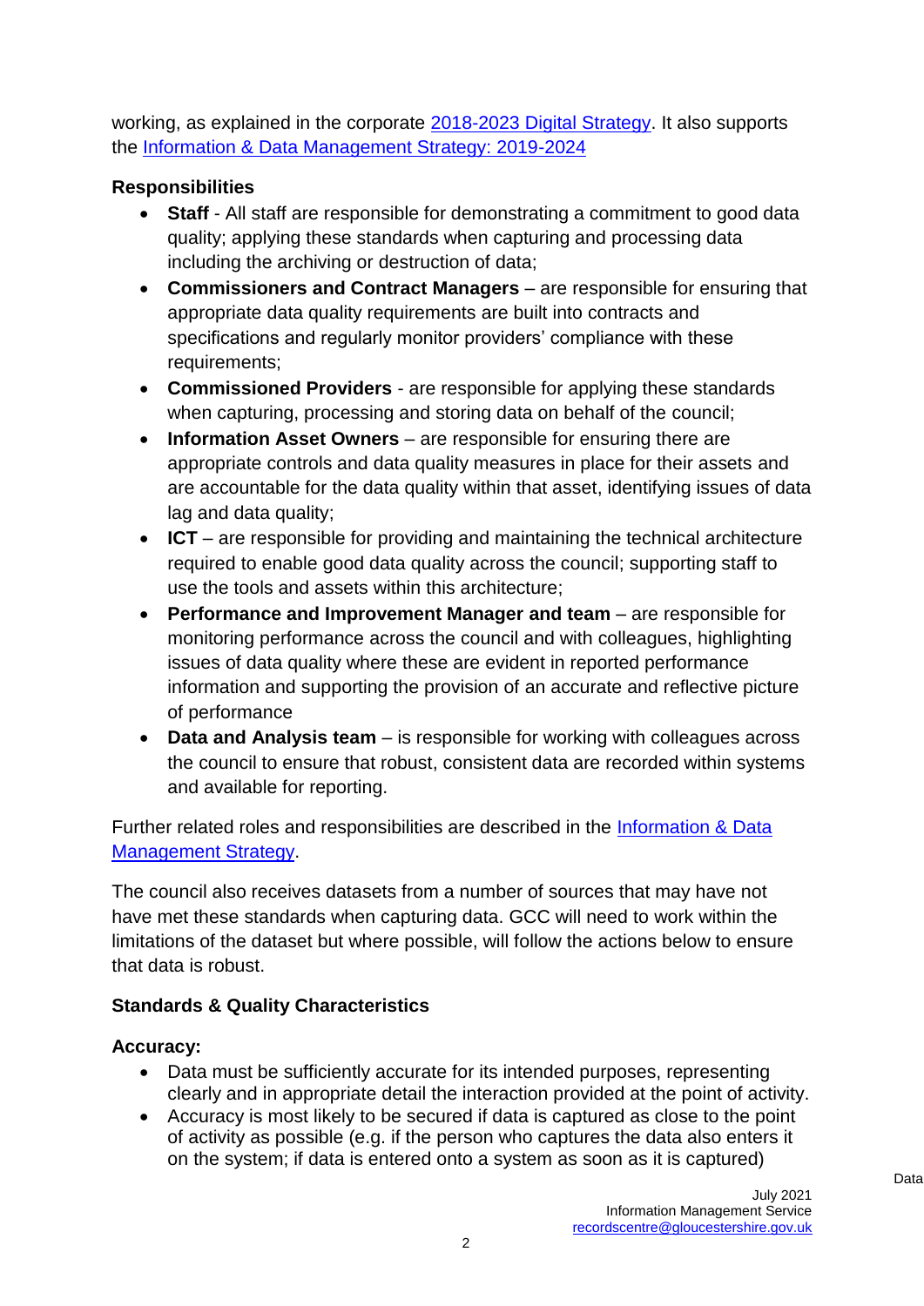working, as explained in the corporate [2018-2023 Digital Strategy](). It also supports the [Information & Data Management Strategy: 2019-2024]()

**Responsibilities**

- **Staff** - All staff are responsible for demonstrating a commitment to good data quality; applying these standards when capturing and processing data including the archiving or destruction of data;
- **Commissioners and Contract Managers** – are responsible for ensuring that appropriate data quality requirements are built into contracts and specifications and regularly monitor providers' compliance with these requirements;
- **Commissioned Providers** - are responsible for applying these standards when capturing, processing and storing data on behalf of the council;
- **Information Asset Owners** – are responsible for ensuring there are appropriate controls and data quality measures in place for their assets and are accountable for the data quality within that asset, identifying issues of data lag and data quality;
- **ICT** – are responsible for providing and maintaining the technical architecture required to enable good data quality across the council; supporting staff to use the tools and assets within this architecture;
- **Performance and Improvement Manager and team** – are responsible for monitoring performance across the council and with colleagues, highlighting issues of data quality where these are evident in reported performance information and supporting the provision of an accurate and reflective picture of performance
- **Data and Analysis team** – is responsible for working with colleagues across the council to ensure that robust, consistent data are recorded within systems and available for reporting.

Further related roles and responsibilities are described in the [Information & Data Management Strategy]().

The council also receives datasets from a number of sources that may have not have met these standards when capturing data. GCC will need to work within the limitations of the dataset but where possible, will follow the actions below to ensure that data is robust.

**Standards & Quality Characteristics**

**Accuracy:**

- Data must be sufficiently accurate for its intended purposes, representing clearly and in appropriate detail the interaction provided at the point of activity.
- Accuracy is most likely to be secured if data is captured as close to the point of activity as possible (e.g. if the person who captures the data also enters it on the system; if data is entered onto a system as soon as it is captured)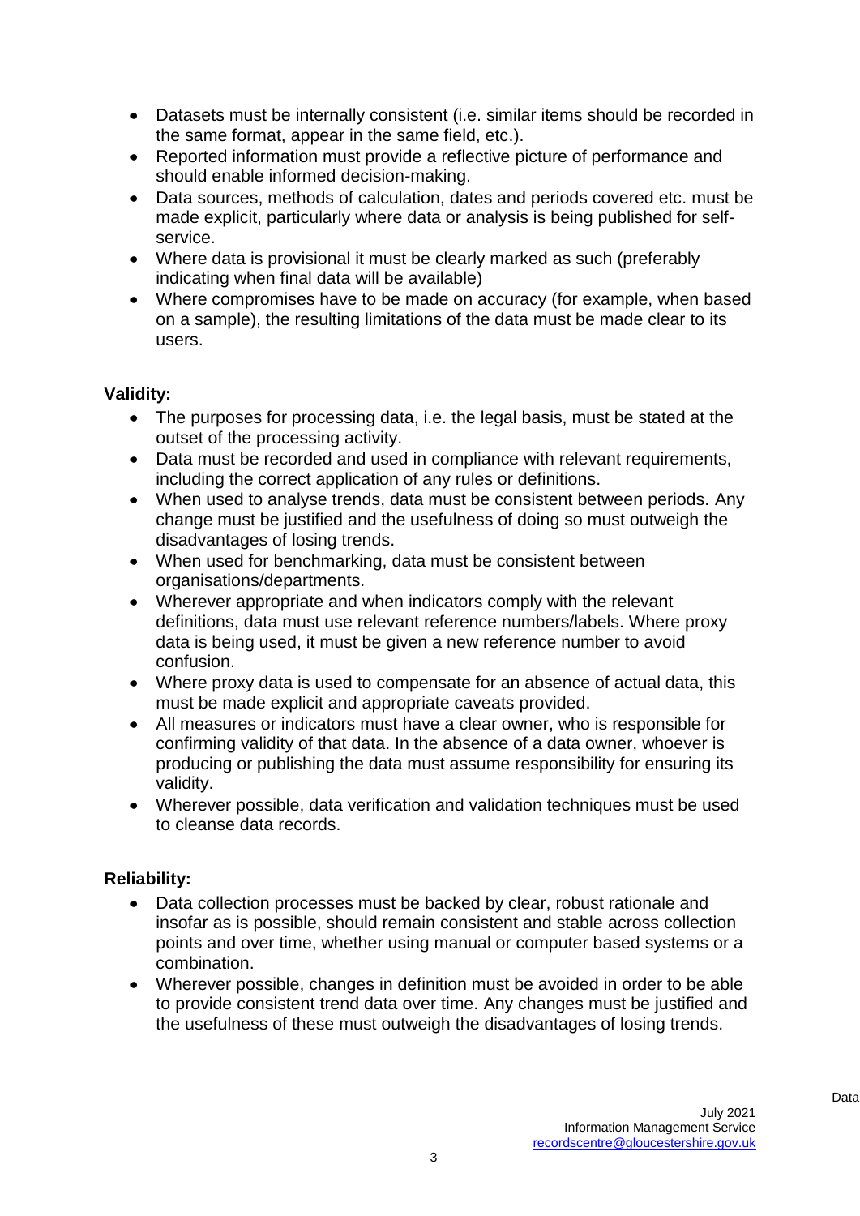- Datasets must be internally consistent (i.e. similar items should be recorded in the same format, appear in the same field, etc.).
- Reported information must provide a reflective picture of performance and should enable informed decision-making.
- Data sources, methods of calculation, dates and periods covered etc. must be made explicit, particularly where data or analysis is being published for self-service.
- Where data is provisional it must be clearly marked as such (preferably indicating when final data will be available)
- Where compromises have to be made on accuracy (for example, when based on a sample), the resulting limitations of the data must be made clear to its users.

**Validity:**

- The purposes for processing data, i.e. the legal basis, must be stated at the outset of the processing activity.
- Data must be recorded and used in compliance with relevant requirements, including the correct application of any rules or definitions.
- When used to analyse trends, data must be consistent between periods. Any change must be justified and the usefulness of doing so must outweigh the disadvantages of losing trends.
- When used for benchmarking, data must be consistent between organisations/departments.
- Wherever appropriate and when indicators comply with the relevant definitions, data must use relevant reference numbers/labels. Where proxy data is being used, it must be given a new reference number to avoid confusion.
- Where proxy data is used to compensate for an absence of actual data, this must be made explicit and appropriate caveats provided.
- All measures or indicators must have a clear owner, who is responsible for confirming validity of that data. In the absence of a data owner, whoever is producing or publishing the data must assume responsibility for ensuring its validity.
- Wherever possible, data verification and validation techniques must be used to cleanse data records.

**Reliability:**

- Data collection processes must be backed by clear, robust rationale and insofar as is possible, should remain consistent and stable across collection points and over time, whether using manual or computer based systems or a combination.
- Wherever possible, changes in definition must be avoided in order to be able to provide consistent trend data over time. Any changes must be justified and the usefulness of these must outweigh the disadvantages of losing trends.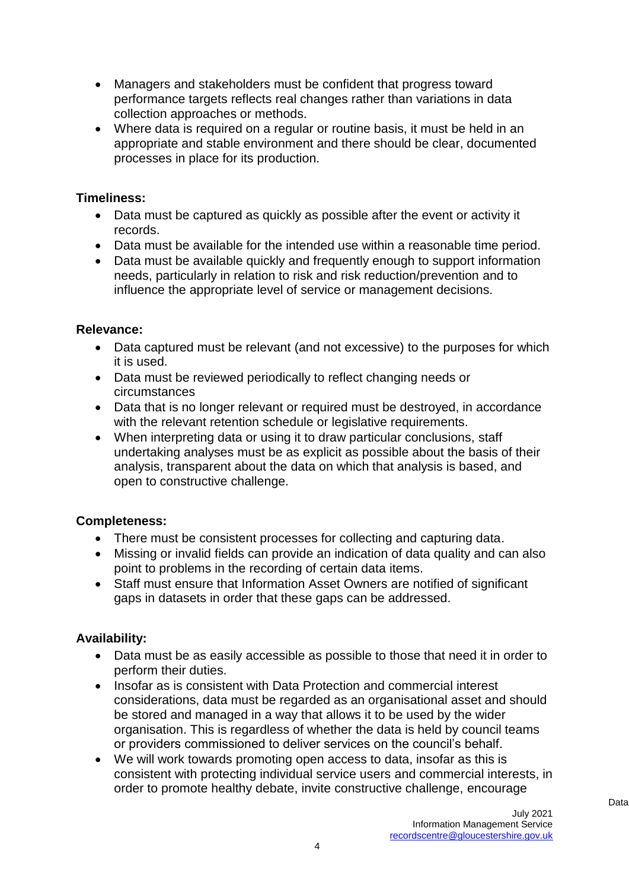- Managers and stakeholders must be confident that progress toward performance targets reflects real changes rather than variations in data collection approaches or methods.
- Where data is required on a regular or routine basis, it must be held in an appropriate and stable environment and there should be clear, documented processes in place for its production.

**Timeliness:**

- Data must be captured as quickly as possible after the event or activity it records.
- Data must be available for the intended use within a reasonable time period.
- Data must be available quickly and frequently enough to support information needs, particularly in relation to risk and risk reduction/prevention and to influence the appropriate level of service or management decisions.

**Relevance:**

- Data captured must be relevant (and not excessive) to the purposes for which it is used.
- Data must be reviewed periodically to reflect changing needs or circumstances
- Data that is no longer relevant or required must be destroyed, in accordance with the relevant retention schedule or legislative requirements.
- When interpreting data or using it to draw particular conclusions, staff undertaking analyses must be as explicit as possible about the basis of their analysis, transparent about the data on which that analysis is based, and open to constructive challenge.

**Completeness:**

- There must be consistent processes for collecting and capturing data.
- Missing or invalid fields can provide an indication of data quality and can also point to problems in the recording of certain data items.
- Staff must ensure that Information Asset Owners are notified of significant gaps in datasets in order that these gaps can be addressed.

**Availability:**

- Data must be as easily accessible as possible to those that need it in order to perform their duties.
- Insofar as is consistent with Data Protection and commercial interest considerations, data must be regarded as an organisational asset and should be stored and managed in a way that allows it to be used by the wider organisation. This is regardless of whether the data is held by council teams or providers commissioned to deliver services on the council's behalf.
- We will work towards promoting open access to data, insofar as this is consistent with protecting individual service users and commercial interests, in order to promote healthy debate, invite constructive challenge, encourage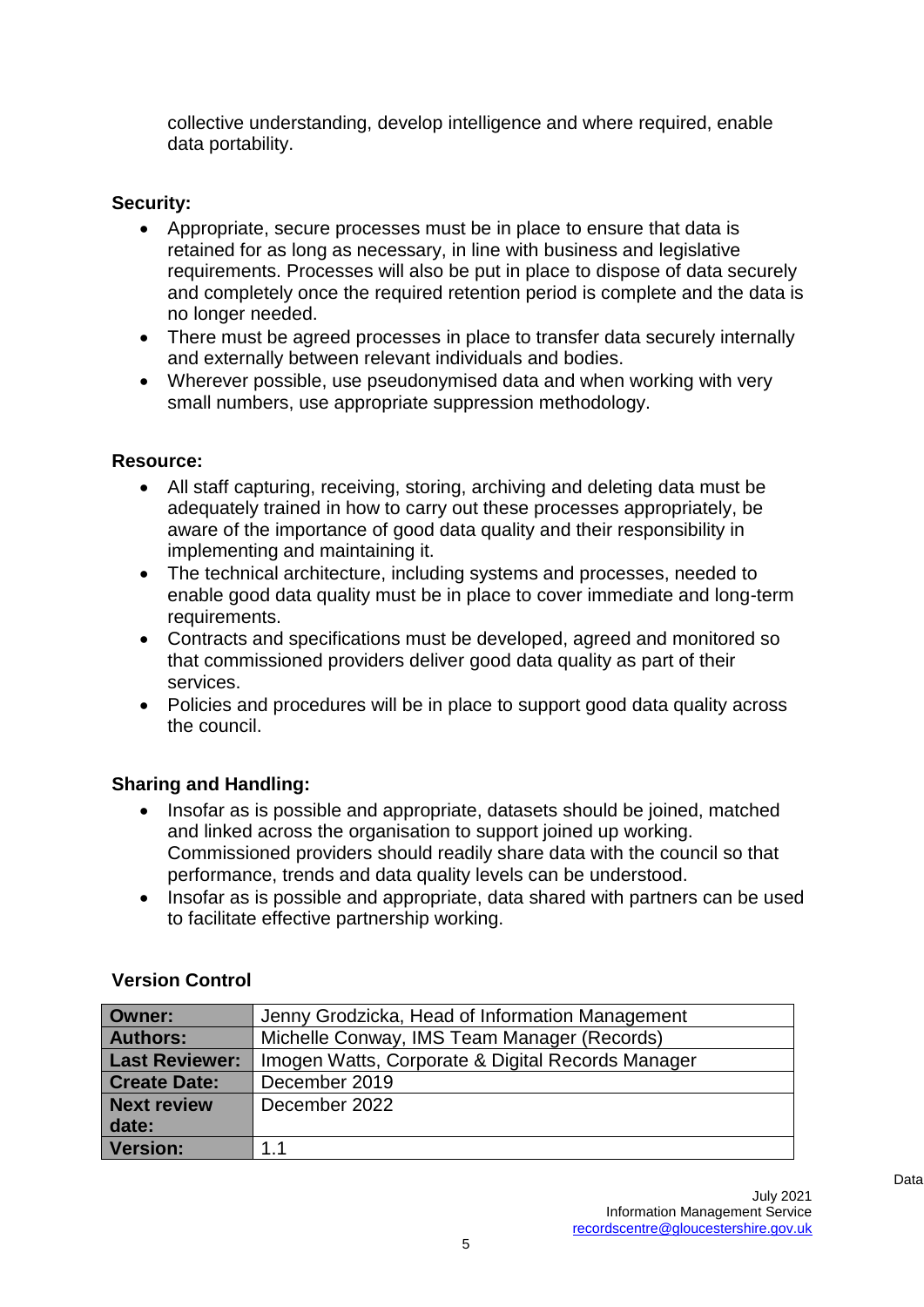collective understanding, develop intelligence and where required, enable data portability.

**Security:**

- Appropriate, secure processes must be in place to ensure that data is retained for as long as necessary, in line with business and legislative requirements. Processes will also be put in place to dispose of data securely and completely once the required retention period is complete and the data is no longer needed.
- There must be agreed processes in place to transfer data securely internally and externally between relevant individuals and bodies.
- Wherever possible, use pseudonymised data and when working with very small numbers, use appropriate suppression methodology.

**Resource:**

- All staff capturing, receiving, storing, archiving and deleting data must be adequately trained in how to carry out these processes appropriately, be aware of the importance of good data quality and their responsibility in implementing and maintaining it.
- The technical architecture, including systems and processes, needed to enable good data quality must be in place to cover immediate and long-term requirements.
- Contracts and specifications must be developed, agreed and monitored so that commissioned providers deliver good data quality as part of their services.
- Policies and procedures will be in place to support good data quality across the council.

**Sharing and Handling:**

- Insofar as is possible and appropriate, datasets should be joined, matched and linked across the organisation to support joined up working. Commissioned providers should readily share data with the council so that performance, trends and data quality levels can be understood.
- Insofar as is possible and appropriate, data shared with partners can be used to facilitate effective partnership working.

**Version Control**

| | |
|---|---|
| **Owner:** | Jenny Grodzicka, Head of Information Management |
| **Authors:** | Michelle Conway, IMS Team Manager (Records) |
| **Last Reviewer:** | Imogen Watts, Corporate & Digital Records Manager |
| **Create Date:** | December 2019 |
| **Next review date:** | December 2022 |
| **Version:** | 1.1 |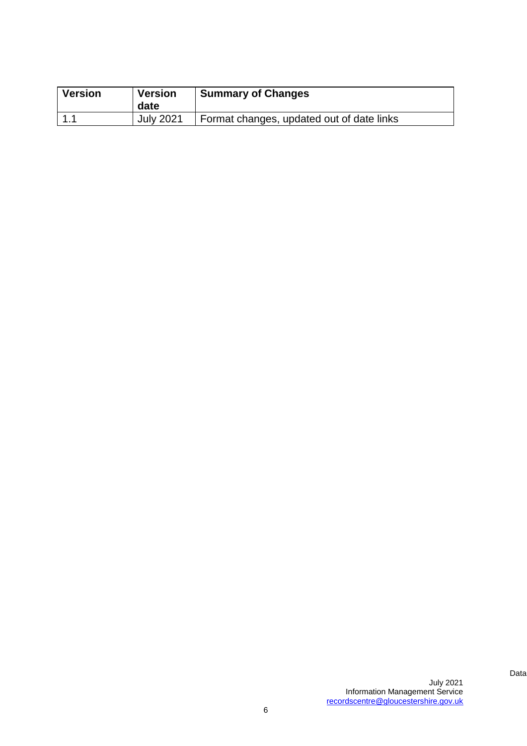| Version | Version date | Summary of Changes |
| --- | --- | --- |
| 1.1 | July 2021 | Format changes, updated out of date links |